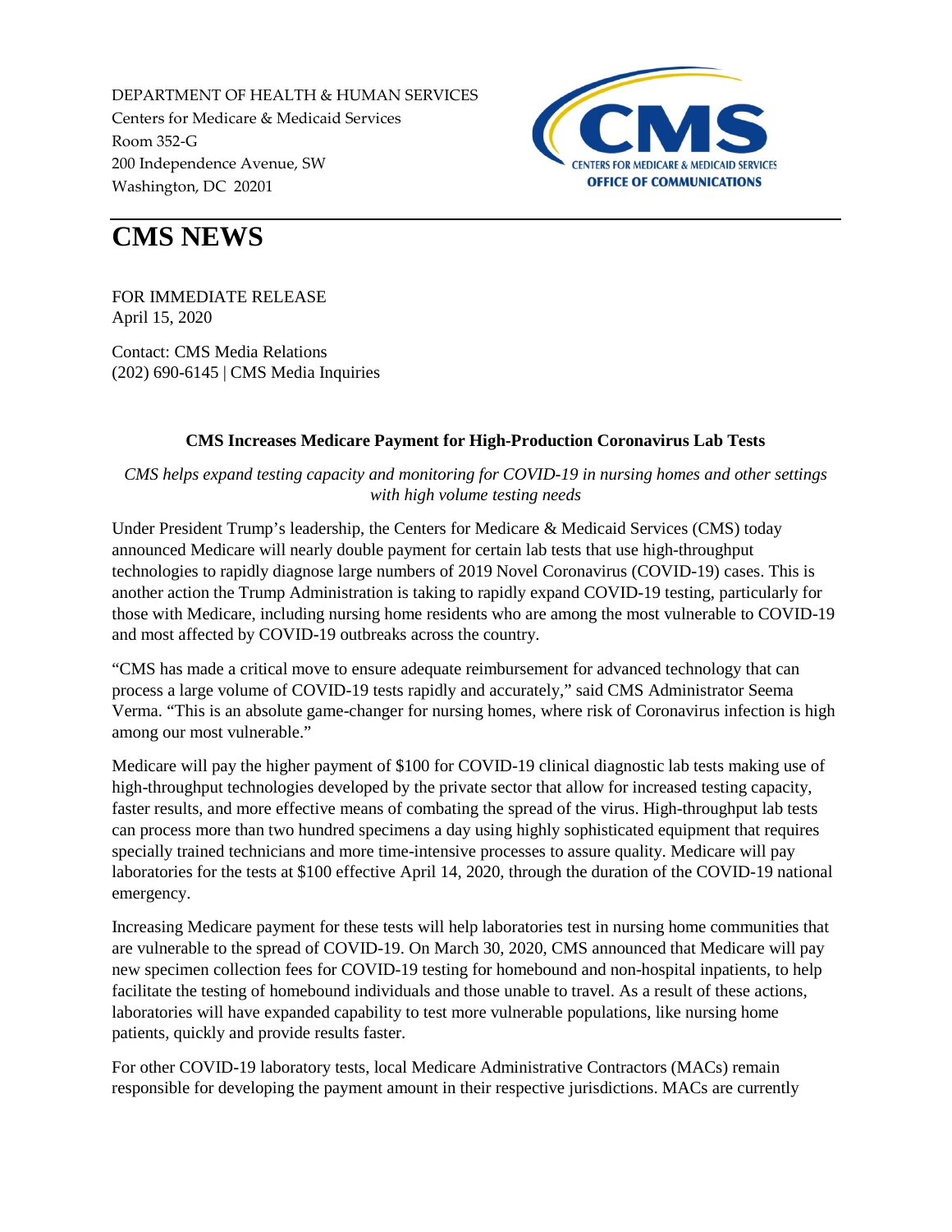DEPARTMENT OF HEALTH & HUMAN SERVICES
Centers for Medicare & Medicaid Services
Room 352-G
200 Independence Avenue, SW
Washington, DC 20201

CMS
CENTERS FOR MEDICARE & MEDICAID SERVICES
OFFICE OF COMMUNICATIONS

# CMS NEWS

FOR IMMEDIATE RELEASE
April 15, 2020

Contact: CMS Media Relations
(202) 690-6145 | CMS Media Inquiries

## CMS Increases Medicare Payment for High-Production Coronavirus Lab Tests

*CMS helps expand testing capacity and monitoring for COVID-19 in nursing homes and other settings with high volume testing needs*

Under President Trump's leadership, the Centers for Medicare & Medicaid Services (CMS) today announced Medicare will nearly double payment for certain lab tests that use high-throughput technologies to rapidly diagnose large numbers of 2019 Novel Coronavirus (COVID-19) cases. This is another action the Trump Administration is taking to rapidly expand COVID-19 testing, particularly for those with Medicare, including nursing home residents who are among the most vulnerable to COVID-19 and most affected by COVID-19 outbreaks across the country.

"CMS has made a critical move to ensure adequate reimbursement for advanced technology that can process a large volume of COVID-19 tests rapidly and accurately," said CMS Administrator Seema Verma. "This is an absolute game-changer for nursing homes, where risk of Coronavirus infection is high among our most vulnerable."

Medicare will pay the higher payment of $100 for COVID-19 clinical diagnostic lab tests making use of high-throughput technologies developed by the private sector that allow for increased testing capacity, faster results, and more effective means of combating the spread of the virus. High-throughput lab tests can process more than two hundred specimens a day using highly sophisticated equipment that requires specially trained technicians and more time-intensive processes to assure quality. Medicare will pay laboratories for the tests at $100 effective April 14, 2020, through the duration of the COVID-19 national emergency.

Increasing Medicare payment for these tests will help laboratories test in nursing home communities that are vulnerable to the spread of COVID-19. On March 30, 2020, CMS announced that Medicare will pay new specimen collection fees for COVID-19 testing for homebound and non-hospital inpatients, to help facilitate the testing of homebound individuals and those unable to travel. As a result of these actions, laboratories will have expanded capability to test more vulnerable populations, like nursing home patients, quickly and provide results faster.

For other COVID-19 laboratory tests, local Medicare Administrative Contractors (MACs) remain responsible for developing the payment amount in their respective jurisdictions. MACs are currently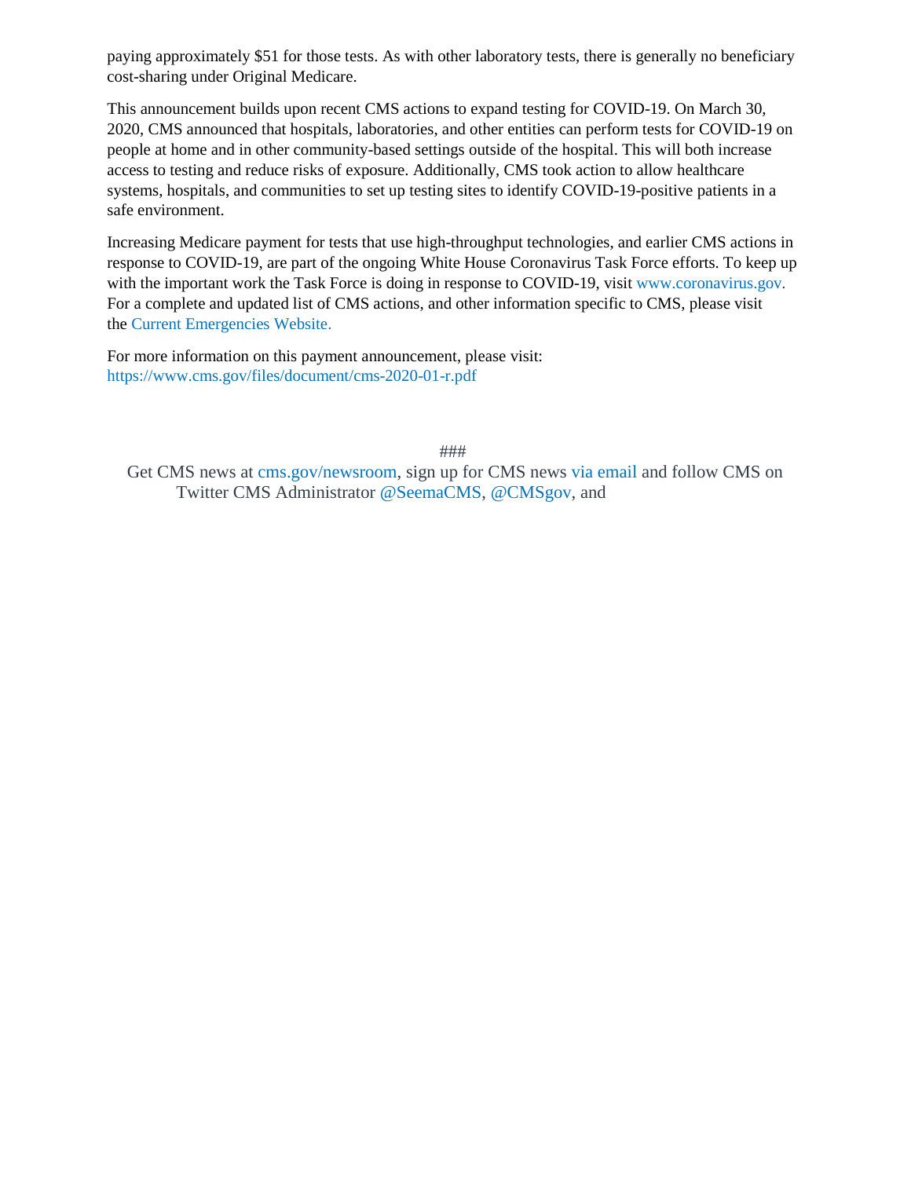paying approximately $51 for those tests. As with other laboratory tests, there is generally no beneficiary cost-sharing under Original Medicare.

This announcement builds upon recent CMS actions to expand testing for COVID-19. On March 30, 2020, CMS announced that hospitals, laboratories, and other entities can perform tests for COVID-19 on people at home and in other community-based settings outside of the hospital. This will both increase access to testing and reduce risks of exposure. Additionally, CMS took action to allow healthcare systems, hospitals, and communities to set up testing sites to identify COVID-19-positive patients in a safe environment.

Increasing Medicare payment for tests that use high-throughput technologies, and earlier CMS actions in response to COVID-19, are part of the ongoing White House Coronavirus Task Force efforts. To keep up with the important work the Task Force is doing in response to COVID-19, visit www.coronavirus.gov. For a complete and updated list of CMS actions, and other information specific to CMS, please visit the Current Emergencies Website.

For more information on this payment announcement, please visit:
https://www.cms.gov/files/document/cms-2020-01-r.pdf

###

Get CMS news at cms.gov/newsroom, sign up for CMS news via email and follow CMS on Twitter CMS Administrator @SeemaCMS, @CMSgov, and